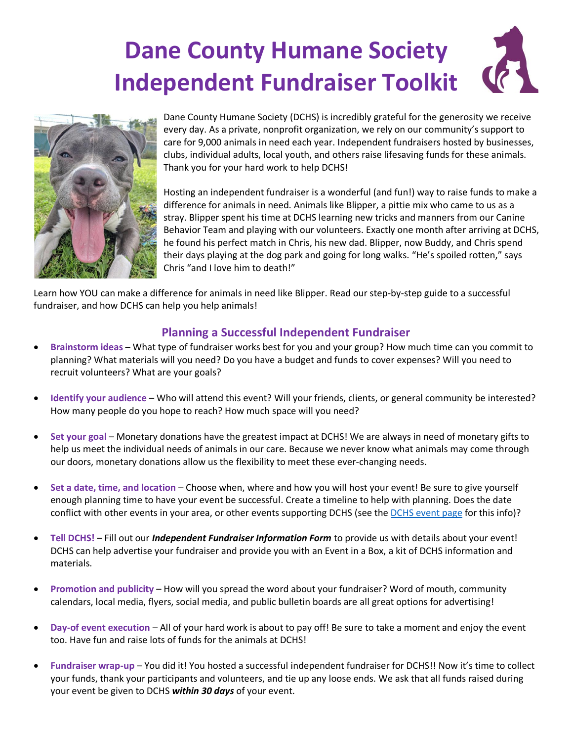# Dane County Humane Society Independent Fundraiser Toolkit

Dane County Humane Society (DCHS) is incredibly grateful for the generosity we receive every day. As a private, nonprofit organization, we rely on our community's support to care for 9,000 animals in need each year. Independent fundraisers hosted by businesses, clubs, individual adults, local youth, and others raise lifesaving funds for these animals. Thank you for your hard work to help DCHS!

Hosting an independent fundraiser is a wonderful (and fun!) way to raise funds to make a difference for animals in need. Animals like Blipper, a pittie mix who came to us as a stray. Blipper spent his time at DCHS learning new tricks and manners from our Canine Behavior Team and playing with our volunteers. Exactly one month after arriving at DCHS, he found his perfect match in Chris, his new dad. Blipper, now Buddy, and Chris spend their days playing at the dog park and going for long walks. "He's spoiled rotten," says Chris "and I love him to death!"

Learn how YOU can make a difference for animals in need like Blipper. Read our step-by-step guide to a successful fundraiser, and how DCHS can help you help animals!

## Planning a Successful Independent Fundraiser

- **Brainstorm ideas** – What type of fundraiser works best for you and your group? How much time can you commit to planning? What materials will you need? Do you have a budget and funds to cover expenses? Will you need to recruit volunteers? What are your goals?

- **Identify your audience** – Who will attend this event? Will your friends, clients, or general community be interested? How many people do you hope to reach? How much space will you need?

- **Set your goal** – Monetary donations have the greatest impact at DCHS! We are always in need of monetary gifts to help us meet the individual needs of animals in our care. Because we never know what animals may come through our doors, monetary donations allow us the flexibility to meet these ever-changing needs.

- **Set a date, time, and location** – Choose when, where and how you will host your event! Be sure to give yourself enough planning time to have your event be successful. Create a timeline to help with planning. Does the date conflict with other events in your area, or other events supporting DCHS (see the DCHS event page for this info)?

- **Tell DCHS!** – Fill out our ***Independent Fundraiser Information Form*** to provide us with details about your event! DCHS can help advertise your fundraiser and provide you with an Event in a Box, a kit of DCHS information and materials.

- **Promotion and publicity** – How will you spread the word about your fundraiser? Word of mouth, community calendars, local media, flyers, social media, and public bulletin boards are all great options for advertising!

- **Day-of event execution** – All of your hard work is about to pay off! Be sure to take a moment and enjoy the event too. Have fun and raise lots of funds for the animals at DCHS!

- **Fundraiser wrap-up** – You did it! You hosted a successful independent fundraiser for DCHS!! Now it's time to collect your funds, thank your participants and volunteers, and tie up any loose ends. We ask that all funds raised during your event be given to DCHS ***within 30 days*** of your event.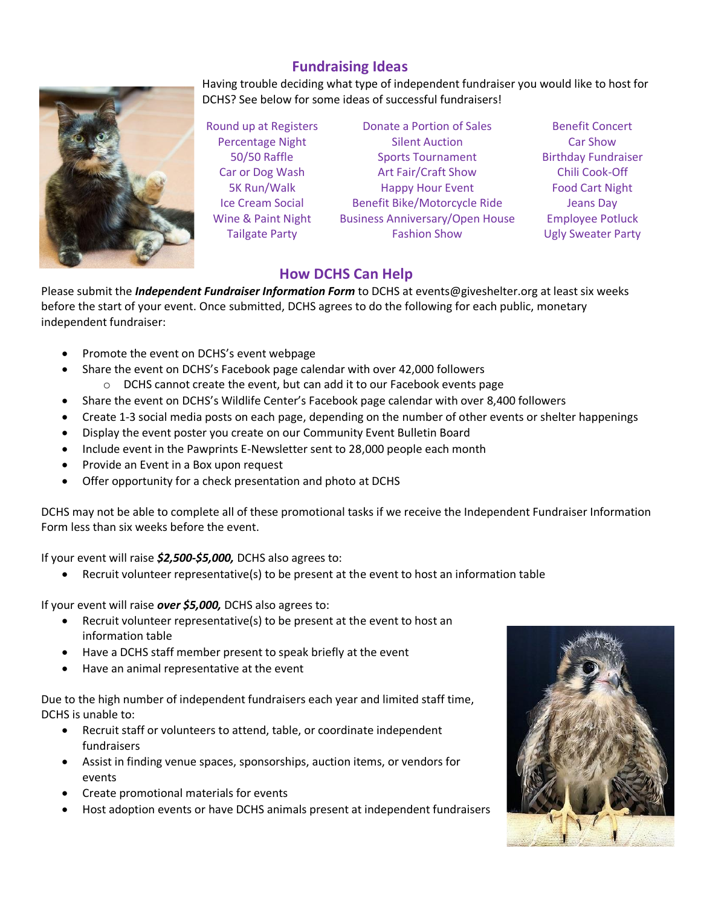## Fundraising Ideas

Having trouble deciding what type of independent fundraiser you would like to host for DCHS? See below for some ideas of successful fundraisers!

| | | |
|---|---|---|
| Round up at Registers | Donate a Portion of Sales | Benefit Concert |
| Percentage Night | Silent Auction | Car Show |
| 50/50 Raffle | Sports Tournament | Birthday Fundraiser |
| Car or Dog Wash | Art Fair/Craft Show | Chili Cook-Off |
| 5K Run/Walk | Happy Hour Event | Food Cart Night |
| Ice Cream Social | Benefit Bike/Motorcycle Ride | Jeans Day |
| Wine & Paint Night | Business Anniversary/Open House | Employee Potluck |
| Tailgate Party | Fashion Show | Ugly Sweater Party |

## How DCHS Can Help

Please submit the ***Independent Fundraiser Information Form*** to DCHS at events@giveshelter.org at least six weeks before the start of your event. Once submitted, DCHS agrees to do the following for each public, monetary independent fundraiser:

- Promote the event on DCHS's event webpage
- Share the event on DCHS's Facebook page calendar with over 42,000 followers
  - DCHS cannot create the event, but can add it to our Facebook events page
- Share the event on DCHS's Wildlife Center's Facebook page calendar with over 8,400 followers
- Create 1-3 social media posts on each page, depending on the number of other events or shelter happenings
- Display the event poster you create on our Community Event Bulletin Board
- Include event in the Pawprints E-Newsletter sent to 28,000 people each month
- Provide an Event in a Box upon request
- Offer opportunity for a check presentation and photo at DCHS

DCHS may not be able to complete all of these promotional tasks if we receive the Independent Fundraiser Information Form less than six weeks before the event.

If your event will raise ***$2,500-$5,000,*** DCHS also agrees to:

- Recruit volunteer representative(s) to be present at the event to host an information table

If your event will raise ***over $5,000,*** DCHS also agrees to:

- Recruit volunteer representative(s) to be present at the event to host an information table
- Have a DCHS staff member present to speak briefly at the event
- Have an animal representative at the event

Due to the high number of independent fundraisers each year and limited staff time, DCHS is unable to:

- Recruit staff or volunteers to attend, table, or coordinate independent fundraisers
- Assist in finding venue spaces, sponsorships, auction items, or vendors for events
- Create promotional materials for events
- Host adoption events or have DCHS animals present at independent fundraisers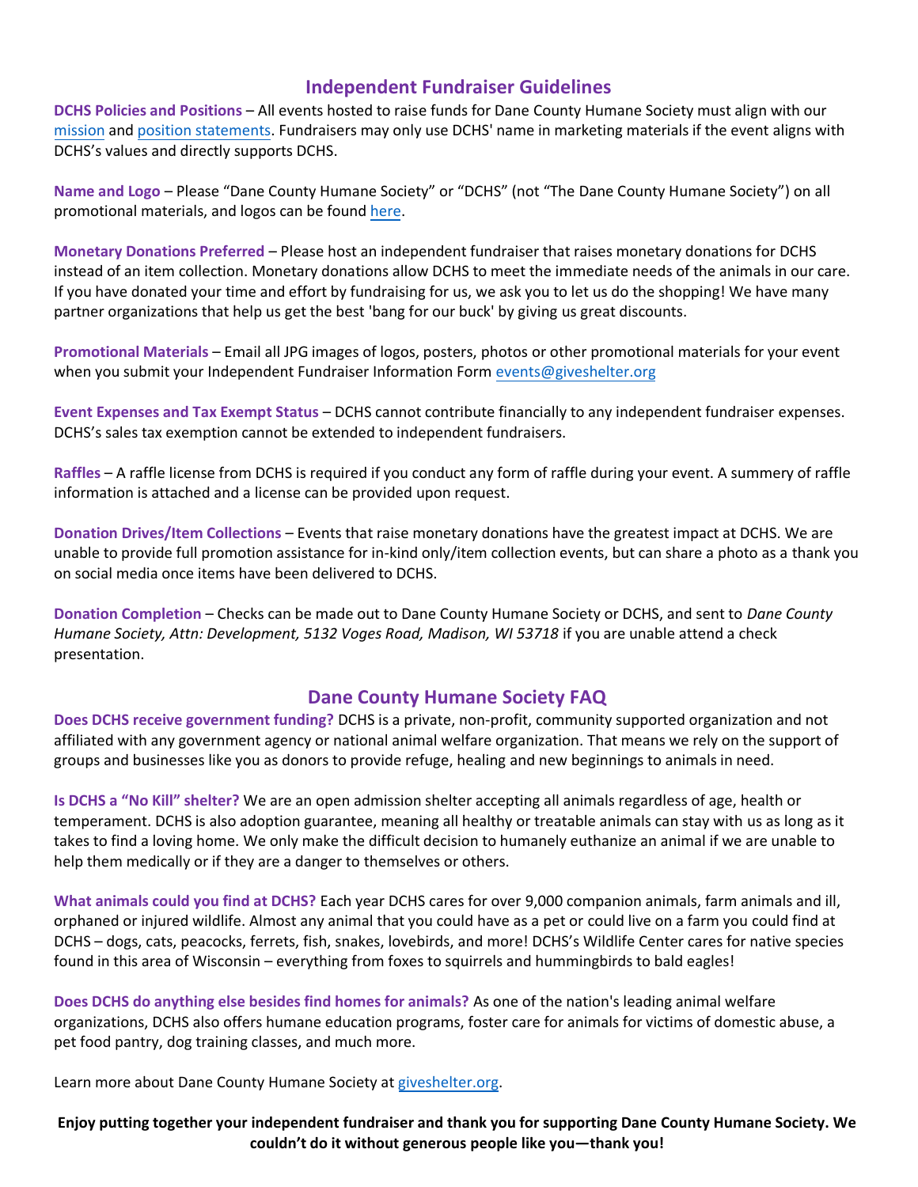## Independent Fundraiser Guidelines

**DCHS Policies and Positions** – All events hosted to raise funds for Dane County Humane Society must align with our [mission](mission) and [position statements](position statements). Fundraisers may only use DCHS' name in marketing materials if the event aligns with DCHS's values and directly supports DCHS.

**Name and Logo** – Please "Dane County Humane Society" or "DCHS" (not "The Dane County Humane Society") on all promotional materials, and logos can be found [here](here).

**Monetary Donations Preferred** – Please host an independent fundraiser that raises monetary donations for DCHS instead of an item collection. Monetary donations allow DCHS to meet the immediate needs of the animals in our care. If you have donated your time and effort by fundraising for us, we ask you to let us do the shopping! We have many partner organizations that help us get the best 'bang for our buck' by giving us great discounts.

**Promotional Materials** – Email all JPG images of logos, posters, photos or other promotional materials for your event when you submit your Independent Fundraiser Information Form events@giveshelter.org

**Event Expenses and Tax Exempt Status** – DCHS cannot contribute financially to any independent fundraiser expenses. DCHS's sales tax exemption cannot be extended to independent fundraisers.

**Raffles** – A raffle license from DCHS is required if you conduct any form of raffle during your event. A summery of raffle information is attached and a license can be provided upon request.

**Donation Drives/Item Collections** – Events that raise monetary donations have the greatest impact at DCHS. We are unable to provide full promotion assistance for in-kind only/item collection events, but can share a photo as a thank you on social media once items have been delivered to DCHS.

**Donation Completion** – Checks can be made out to Dane County Humane Society or DCHS, and sent to *Dane County Humane Society, Attn: Development, 5132 Voges Road, Madison, WI 53718* if you are unable attend a check presentation.

## Dane County Humane Society FAQ

**Does DCHS receive government funding?** DCHS is a private, non-profit, community supported organization and not affiliated with any government agency or national animal welfare organization. That means we rely on the support of groups and businesses like you as donors to provide refuge, healing and new beginnings to animals in need.

**Is DCHS a "No Kill" shelter?** We are an open admission shelter accepting all animals regardless of age, health or temperament. DCHS is also adoption guarantee, meaning all healthy or treatable animals can stay with us as long as it takes to find a loving home. We only make the difficult decision to humanely euthanize an animal if we are unable to help them medically or if they are a danger to themselves or others.

**What animals could you find at DCHS?** Each year DCHS cares for over 9,000 companion animals, farm animals and ill, orphaned or injured wildlife. Almost any animal that you could have as a pet or could live on a farm you could find at DCHS – dogs, cats, peacocks, ferrets, fish, snakes, lovebirds, and more! DCHS's Wildlife Center cares for native species found in this area of Wisconsin – everything from foxes to squirrels and hummingbirds to bald eagles!

**Does DCHS do anything else besides find homes for animals?** As one of the nation's leading animal welfare organizations, DCHS also offers humane education programs, foster care for animals for victims of domestic abuse, a pet food pantry, dog training classes, and much more.

Learn more about Dane County Humane Society at giveshelter.org.

**Enjoy putting together your independent fundraiser and thank you for supporting Dane County Humane Society. We couldn't do it without generous people like you—thank you!**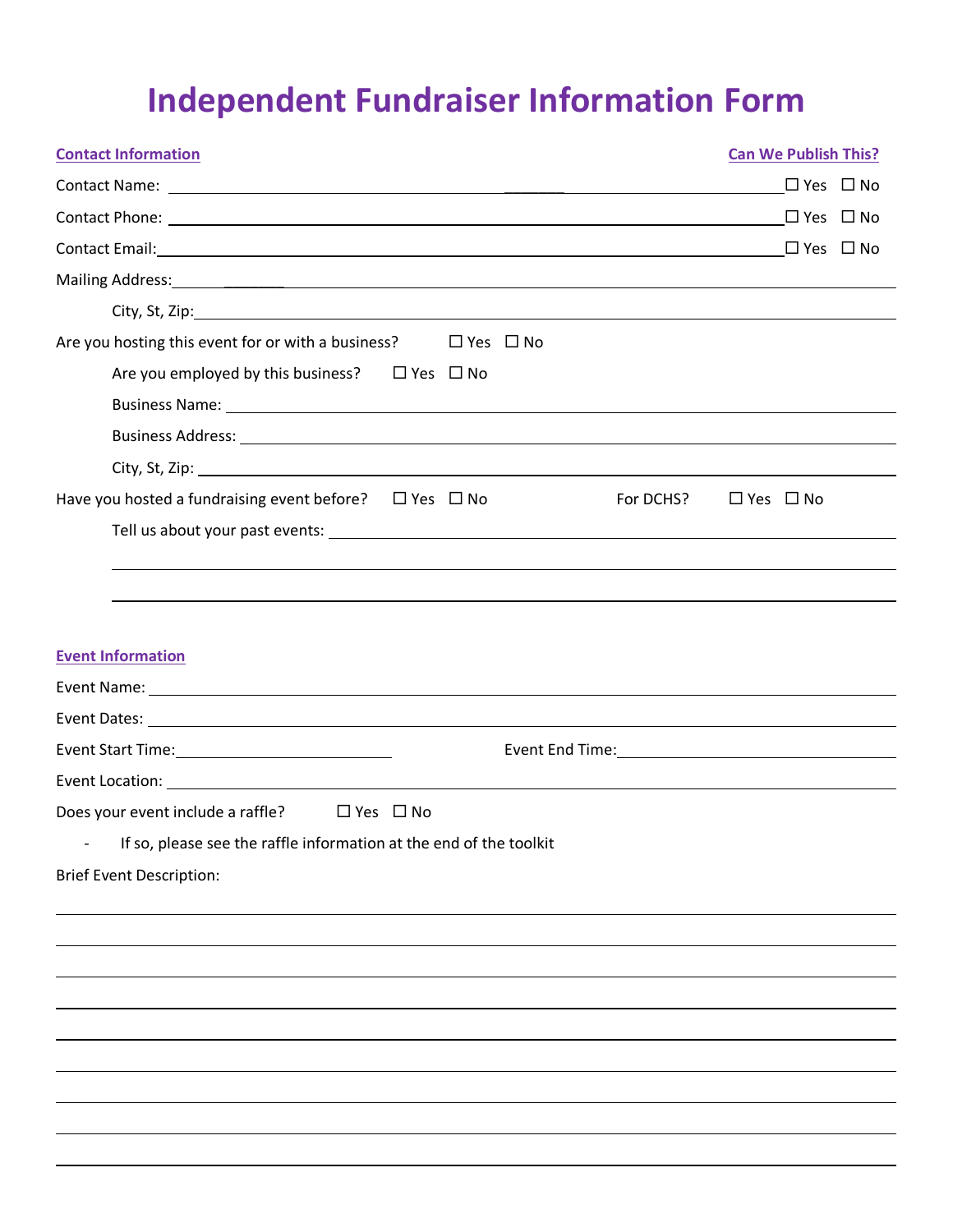# Independent Fundraiser Information Form

**Contact Information** — **Can We Publish This?**

Contact Name: ______________________________ ☐ Yes ☐ No

Contact Phone: ______________________________ ☐ Yes ☐ No

Contact Email: ______________________________ ☐ Yes ☐ No

Mailing Address: ______________________________

City, St, Zip: ______________________________

Are you hosting this event for or with a business? ☐ Yes ☐ No

Are you employed by this business? ☐ Yes ☐ No

Business Name: ______________________________

Business Address: ______________________________

City, St, Zip: ______________________________

Have you hosted a fundraising event before? ☐ Yes ☐ No For DCHS? ☐ Yes ☐ No

Tell us about your past events: ______________________________

______________________________

______________________________

**Event Information**

Event Name: ______________________________

Event Dates: ______________________________

Event Start Time: ______________ Event End Time: ______________

Event Location: ______________________________

Does your event include a raffle? ☐ Yes ☐ No

- If so, please see the raffle information at the end of the toolkit

Brief Event Description:

______________________________

______________________________

______________________________

______________________________

______________________________

______________________________

______________________________

______________________________

______________________________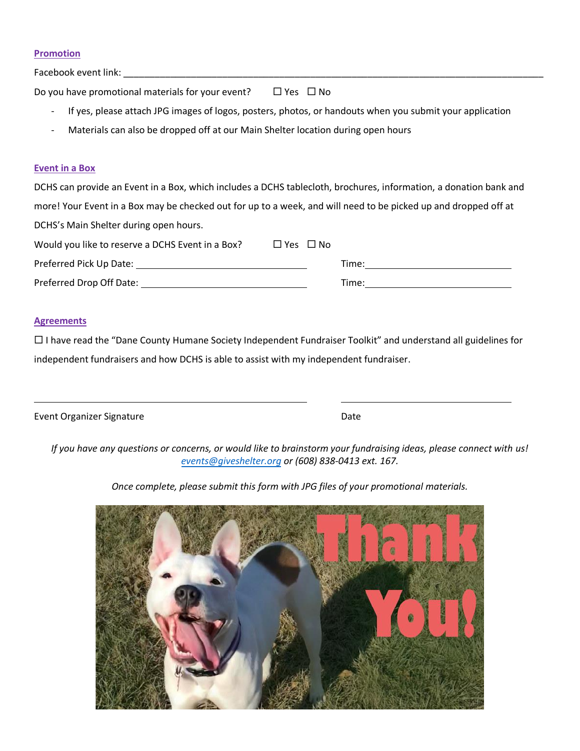## Promotion

Facebook event link: ___________________________________________________________________________

Do you have promotional materials for your event? ☐ Yes ☐ No

- If yes, please attach JPG images of logos, posters, photos, or handouts when you submit your application
- Materials can also be dropped off at our Main Shelter location during open hours

## Event in a Box

DCHS can provide an Event in a Box, which includes a DCHS tablecloth, brochures, information, a donation bank and more! Your Event in a Box may be checked out for up to a week, and will need to be picked up and dropped off at DCHS's Main Shelter during open hours.

Would you like to reserve a DCHS Event in a Box? ☐ Yes ☐ No

Preferred Pick Up Date: ______________________________ Time: __________________________

Preferred Drop Off Date: ______________________________ Time: __________________________

## Agreements

☐ I have read the "Dane County Humane Society Independent Fundraiser Toolkit" and understand all guidelines for independent fundraisers and how DCHS is able to assist with my independent fundraiser.

_____________________________________________ ______________________________

Event Organizer Signature Date

*If you have any questions or concerns, or would like to brainstorm your fundraising ideas, please connect with us! [events@giveshelter.org](mailto:events@giveshelter.org) or (608) 838-0413 ext. 167.*

*Once complete, please submit this form with JPG files of your promotional materials.*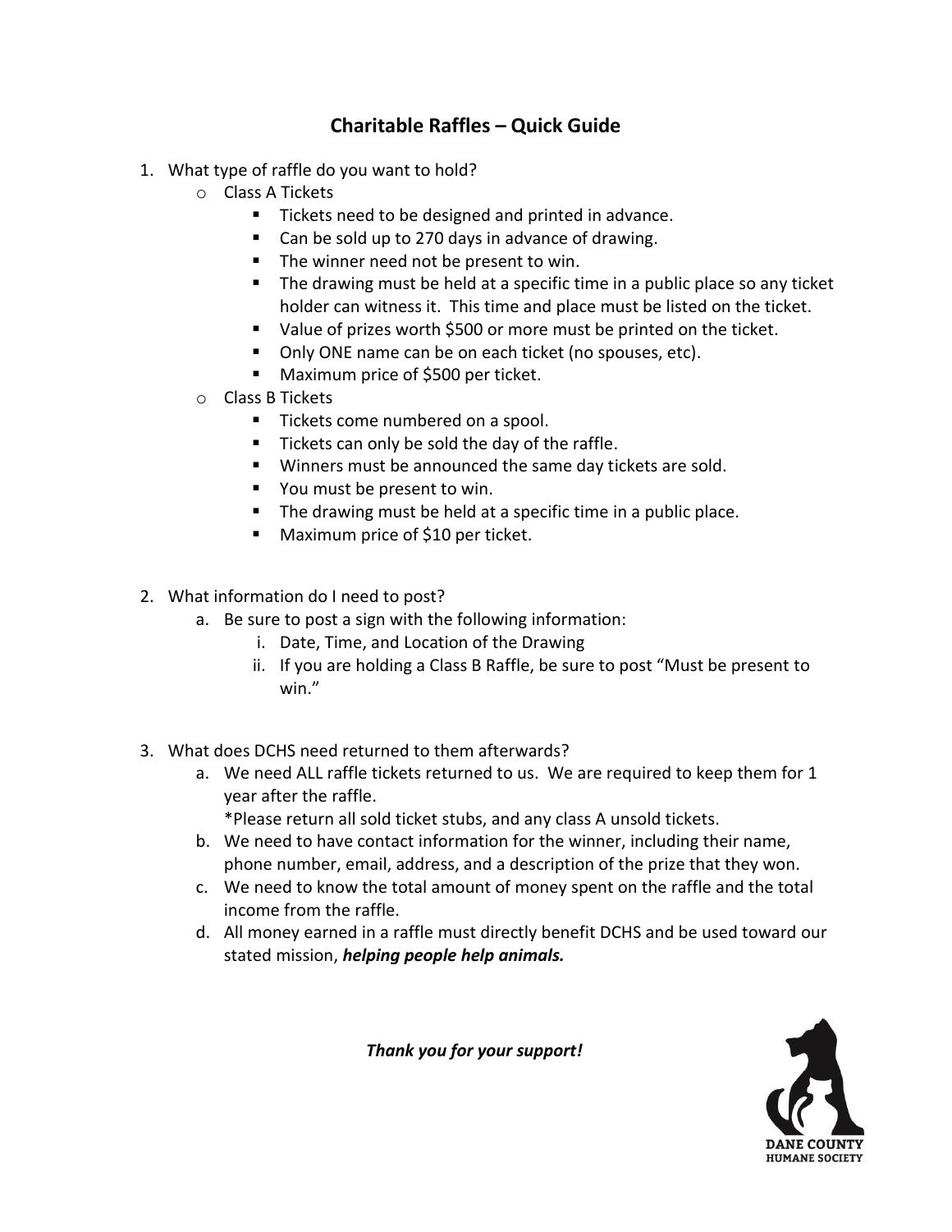# Charitable Raffles – Quick Guide

1. What type of raffle do you want to hold?
   - Class A Tickets
     - Tickets need to be designed and printed in advance.
     - Can be sold up to 270 days in advance of drawing.
     - The winner need not be present to win.
     - The drawing must be held at a specific time in a public place so any ticket holder can witness it. This time and place must be listed on the ticket.
     - Value of prizes worth $500 or more must be printed on the ticket.
     - Only ONE name can be on each ticket (no spouses, etc).
     - Maximum price of $500 per ticket.
   - Class B Tickets
     - Tickets come numbered on a spool.
     - Tickets can only be sold the day of the raffle.
     - Winners must be announced the same day tickets are sold.
     - You must be present to win.
     - The drawing must be held at a specific time in a public place.
     - Maximum price of $10 per ticket.

2. What information do I need to post?
   a. Be sure to post a sign with the following information:
      i. Date, Time, and Location of the Drawing
      ii. If you are holding a Class B Raffle, be sure to post "Must be present to win."

3. What does DCHS need returned to them afterwards?
   a. We need ALL raffle tickets returned to us. We are required to keep them for 1 year after the raffle.
      *Please return all sold ticket stubs, and any class A unsold tickets.
   b. We need to have contact information for the winner, including their name, phone number, email, address, and a description of the prize that they won.
   c. We need to know the total amount of money spent on the raffle and the total income from the raffle.
   d. All money earned in a raffle must directly benefit DCHS and be used toward our stated mission, ***helping people help animals.***

***Thank you for your support!***

DANE COUNTY HUMANE SOCIETY